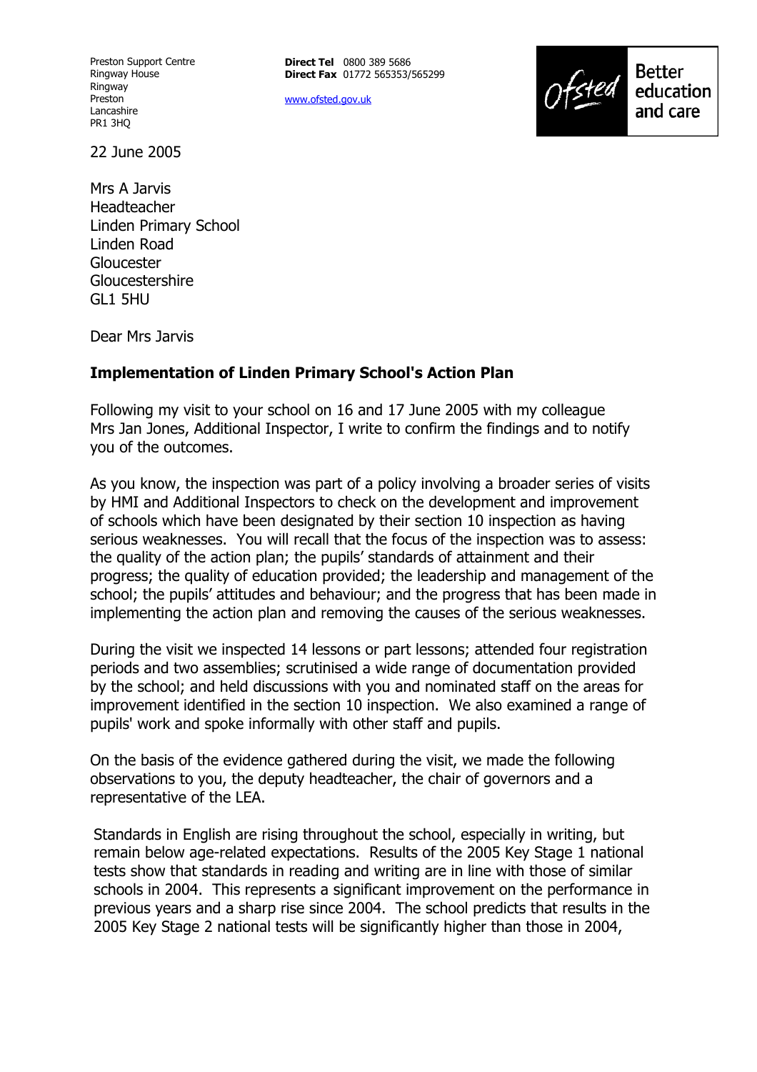Preston Support Centre
Ringway House
Ringway
Preston
Lancashire
PR1 3HQ

**Direct Tel** 0800 389 5686
**Direct Fax** 01772 565353/565299

www.ofsted.gov.uk

Ofsted Better education and care

22 June 2005

Mrs A Jarvis
Headteacher
Linden Primary School
Linden Road
Gloucester
Gloucestershire
GL1 5HU

Dear Mrs Jarvis

**Implementation of Linden Primary School's Action Plan**

Following my visit to your school on 16 and 17 June 2005 with my colleague Mrs Jan Jones, Additional Inspector, I write to confirm the findings and to notify you of the outcomes.

As you know, the inspection was part of a policy involving a broader series of visits by HMI and Additional Inspectors to check on the development and improvement of schools which have been designated by their section 10 inspection as having serious weaknesses. You will recall that the focus of the inspection was to assess: the quality of the action plan; the pupils' standards of attainment and their progress; the quality of education provided; the leadership and management of the school; the pupils' attitudes and behaviour; and the progress that has been made in implementing the action plan and removing the causes of the serious weaknesses.

During the visit we inspected 14 lessons or part lessons; attended four registration periods and two assemblies; scrutinised a wide range of documentation provided by the school; and held discussions with you and nominated staff on the areas for improvement identified in the section 10 inspection. We also examined a range of pupils' work and spoke informally with other staff and pupils.

On the basis of the evidence gathered during the visit, we made the following observations to you, the deputy headteacher, the chair of governors and a representative of the LEA.

Standards in English are rising throughout the school, especially in writing, but remain below age-related expectations. Results of the 2005 Key Stage 1 national tests show that standards in reading and writing are in line with those of similar schools in 2004. This represents a significant improvement on the performance in previous years and a sharp rise since 2004. The school predicts that results in the 2005 Key Stage 2 national tests will be significantly higher than those in 2004,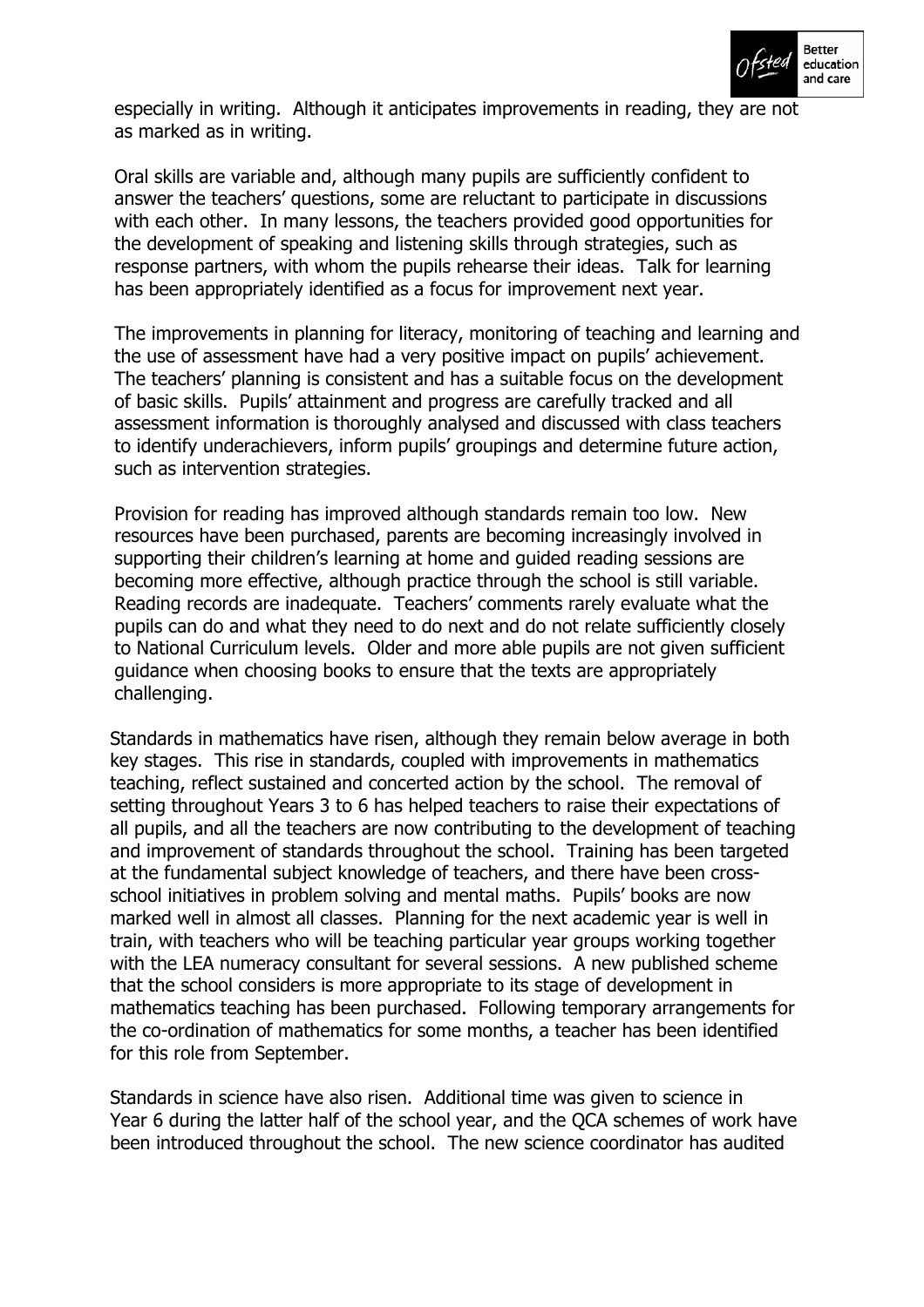especially in writing. Although it anticipates improvements in reading, they are not as marked as in writing.

Oral skills are variable and, although many pupils are sufficiently confident to answer the teachers' questions, some are reluctant to participate in discussions with each other. In many lessons, the teachers provided good opportunities for the development of speaking and listening skills through strategies, such as response partners, with whom the pupils rehearse their ideas. Talk for learning has been appropriately identified as a focus for improvement next year.

The improvements in planning for literacy, monitoring of teaching and learning and the use of assessment have had a very positive impact on pupils' achievement. The teachers' planning is consistent and has a suitable focus on the development of basic skills. Pupils' attainment and progress are carefully tracked and all assessment information is thoroughly analysed and discussed with class teachers to identify underachievers, inform pupils' groupings and determine future action, such as intervention strategies.

Provision for reading has improved although standards remain too low. New resources have been purchased, parents are becoming increasingly involved in supporting their children's learning at home and guided reading sessions are becoming more effective, although practice through the school is still variable. Reading records are inadequate. Teachers' comments rarely evaluate what the pupils can do and what they need to do next and do not relate sufficiently closely to National Curriculum levels. Older and more able pupils are not given sufficient guidance when choosing books to ensure that the texts are appropriately challenging.

Standards in mathematics have risen, although they remain below average in both key stages. This rise in standards, coupled with improvements in mathematics teaching, reflect sustained and concerted action by the school. The removal of setting throughout Years 3 to 6 has helped teachers to raise their expectations of all pupils, and all the teachers are now contributing to the development of teaching and improvement of standards throughout the school. Training has been targeted at the fundamental subject knowledge of teachers, and there have been cross-school initiatives in problem solving and mental maths. Pupils' books are now marked well in almost all classes. Planning for the next academic year is well in train, with teachers who will be teaching particular year groups working together with the LEA numeracy consultant for several sessions. A new published scheme that the school considers is more appropriate to its stage of development in mathematics teaching has been purchased. Following temporary arrangements for the co-ordination of mathematics for some months, a teacher has been identified for this role from September.

Standards in science have also risen. Additional time was given to science in Year 6 during the latter half of the school year, and the QCA schemes of work have been introduced throughout the school. The new science coordinator has audited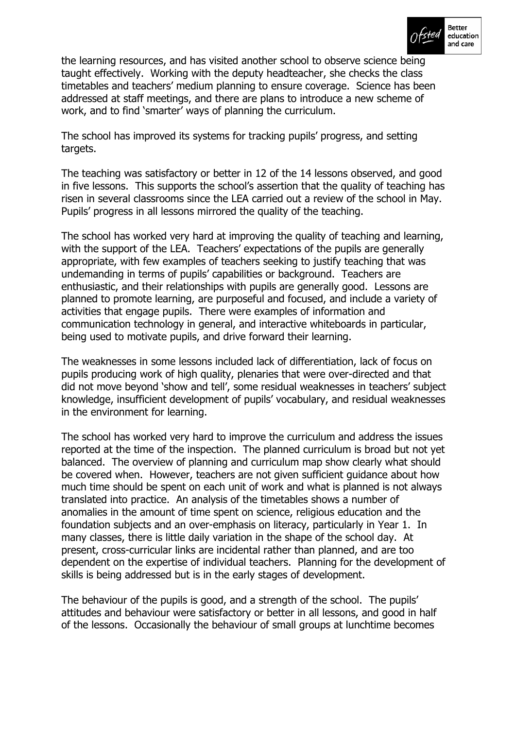the learning resources, and has visited another school to observe science being taught effectively. Working with the deputy headteacher, she checks the class timetables and teachers' medium planning to ensure coverage. Science has been addressed at staff meetings, and there are plans to introduce a new scheme of work, and to find 'smarter' ways of planning the curriculum.

The school has improved its systems for tracking pupils' progress, and setting targets.

The teaching was satisfactory or better in 12 of the 14 lessons observed, and good in five lessons. This supports the school's assertion that the quality of teaching has risen in several classrooms since the LEA carried out a review of the school in May. Pupils' progress in all lessons mirrored the quality of the teaching.

The school has worked very hard at improving the quality of teaching and learning, with the support of the LEA. Teachers' expectations of the pupils are generally appropriate, with few examples of teachers seeking to justify teaching that was undemanding in terms of pupils' capabilities or background. Teachers are enthusiastic, and their relationships with pupils are generally good. Lessons are planned to promote learning, are purposeful and focused, and include a variety of activities that engage pupils. There were examples of information and communication technology in general, and interactive whiteboards in particular, being used to motivate pupils, and drive forward their learning.

The weaknesses in some lessons included lack of differentiation, lack of focus on pupils producing work of high quality, plenaries that were over-directed and that did not move beyond 'show and tell', some residual weaknesses in teachers' subject knowledge, insufficient development of pupils' vocabulary, and residual weaknesses in the environment for learning.

The school has worked very hard to improve the curriculum and address the issues reported at the time of the inspection. The planned curriculum is broad but not yet balanced. The overview of planning and curriculum map show clearly what should be covered when. However, teachers are not given sufficient guidance about how much time should be spent on each unit of work and what is planned is not always translated into practice. An analysis of the timetables shows a number of anomalies in the amount of time spent on science, religious education and the foundation subjects and an over-emphasis on literacy, particularly in Year 1. In many classes, there is little daily variation in the shape of the school day. At present, cross-curricular links are incidental rather than planned, and are too dependent on the expertise of individual teachers. Planning for the development of skills is being addressed but is in the early stages of development.

The behaviour of the pupils is good, and a strength of the school. The pupils' attitudes and behaviour were satisfactory or better in all lessons, and good in half of the lessons. Occasionally the behaviour of small groups at lunchtime becomes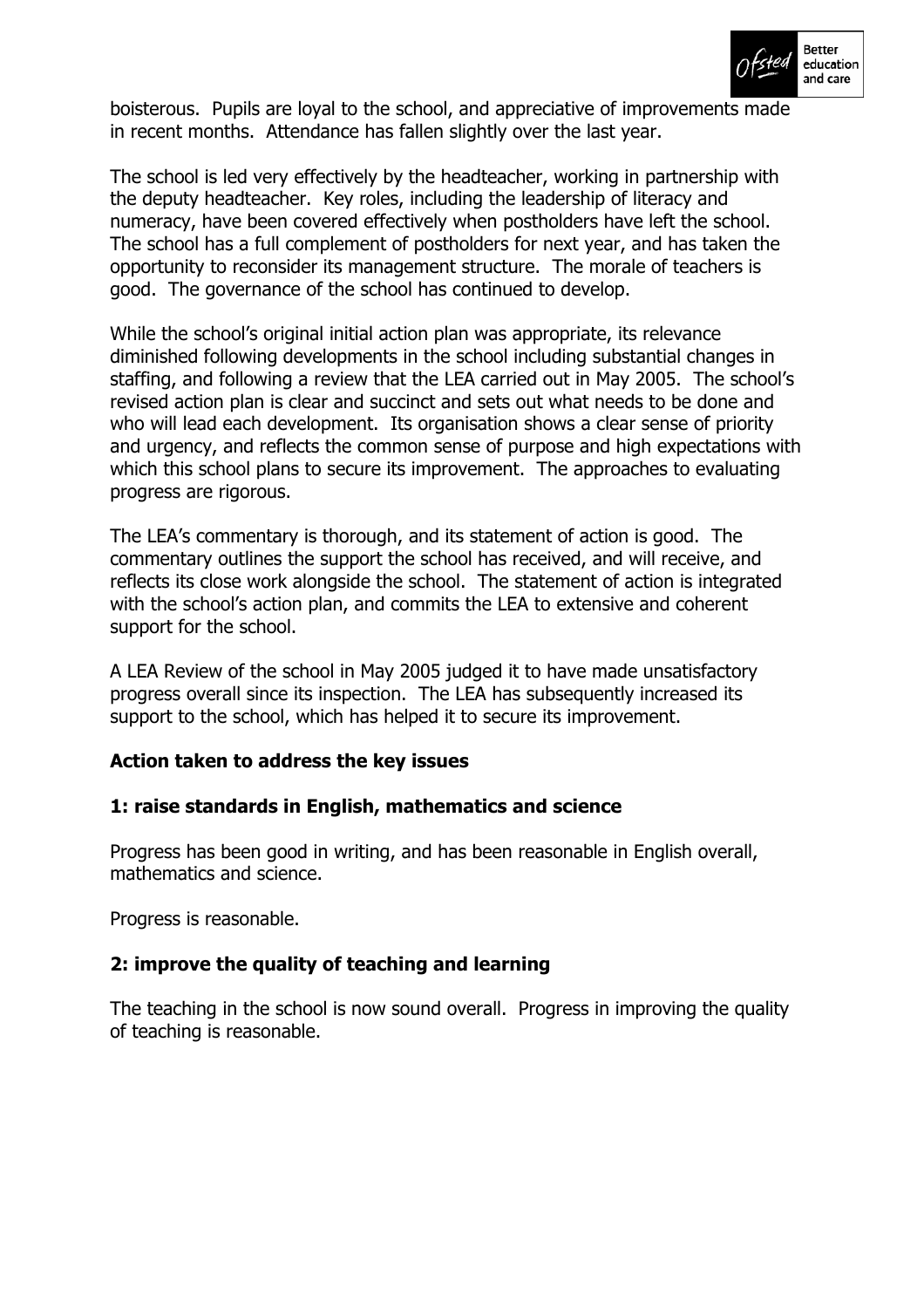boisterous. Pupils are loyal to the school, and appreciative of improvements made in recent months. Attendance has fallen slightly over the last year.

The school is led very effectively by the headteacher, working in partnership with the deputy headteacher. Key roles, including the leadership of literacy and numeracy, have been covered effectively when postholders have left the school. The school has a full complement of postholders for next year, and has taken the opportunity to reconsider its management structure. The morale of teachers is good. The governance of the school has continued to develop.

While the school's original initial action plan was appropriate, its relevance diminished following developments in the school including substantial changes in staffing, and following a review that the LEA carried out in May 2005. The school's revised action plan is clear and succinct and sets out what needs to be done and who will lead each development. Its organisation shows a clear sense of priority and urgency, and reflects the common sense of purpose and high expectations with which this school plans to secure its improvement. The approaches to evaluating progress are rigorous.

The LEA's commentary is thorough, and its statement of action is good. The commentary outlines the support the school has received, and will receive, and reflects its close work alongside the school. The statement of action is integrated with the school's action plan, and commits the LEA to extensive and coherent support for the school.

A LEA Review of the school in May 2005 judged it to have made unsatisfactory progress overall since its inspection. The LEA has subsequently increased its support to the school, which has helped it to secure its improvement.

### Action taken to address the key issues

### 1: raise standards in English, mathematics and science

Progress has been good in writing, and has been reasonable in English overall, mathematics and science.

Progress is reasonable.

### 2: improve the quality of teaching and learning

The teaching in the school is now sound overall. Progress in improving the quality of teaching is reasonable.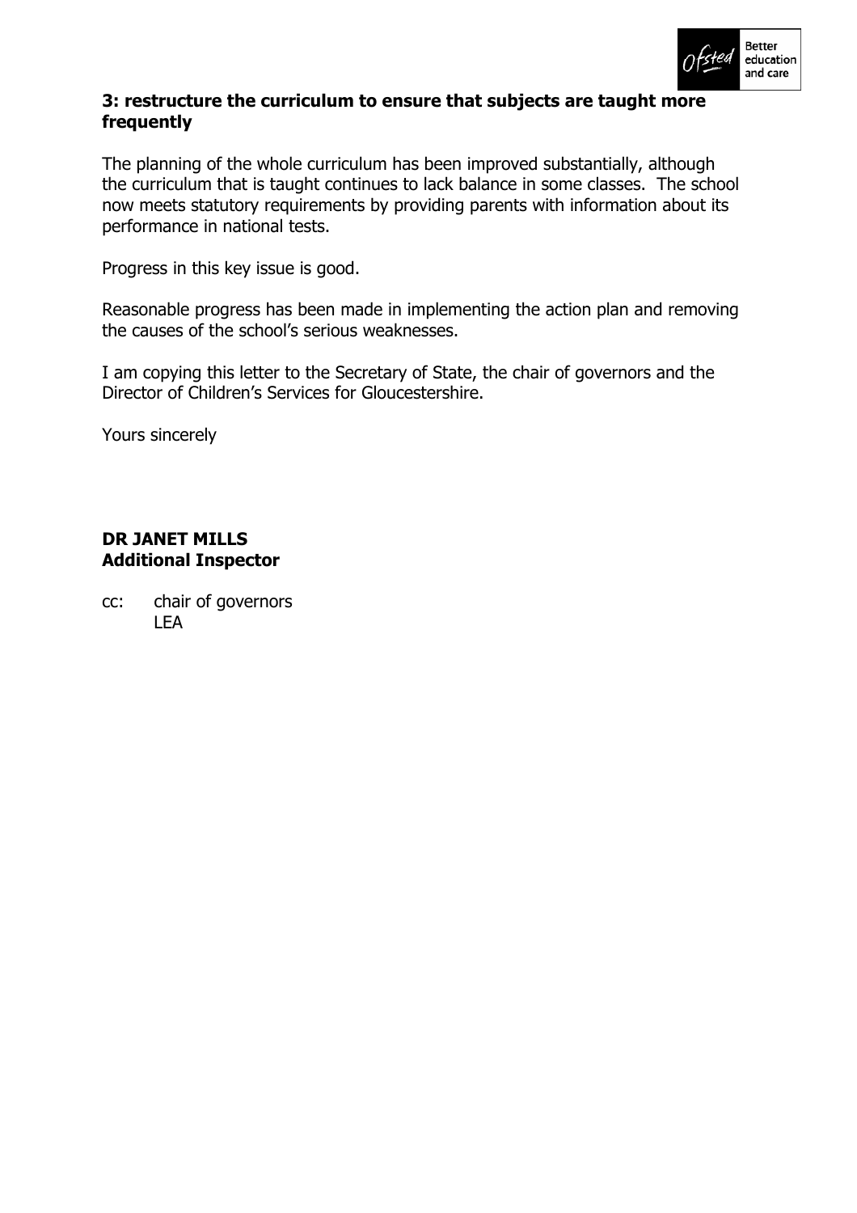**3: restructure the curriculum to ensure that subjects are taught more frequently**

The planning of the whole curriculum has been improved substantially, although the curriculum that is taught continues to lack balance in some classes. The school now meets statutory requirements by providing parents with information about its performance in national tests.

Progress in this key issue is good.

Reasonable progress has been made in implementing the action plan and removing the causes of the school's serious weaknesses.

I am copying this letter to the Secretary of State, the chair of governors and the Director of Children's Services for Gloucestershire.

Yours sincerely

**DR JANET MILLS**
**Additional Inspector**

cc: chair of governors
LEA